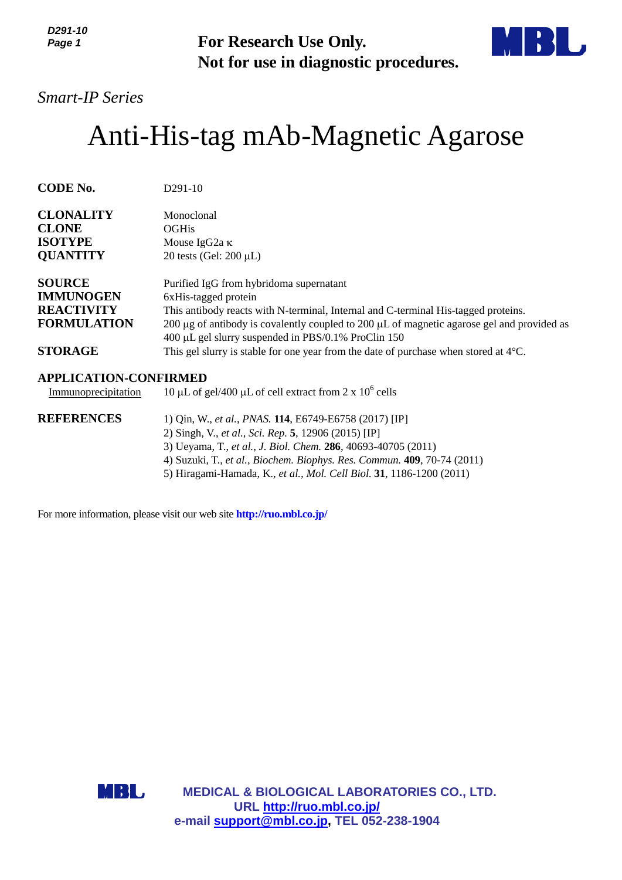**For Research Use Only.**
**Not for use in diagnostic procedures.**

*Smart-IP Series*

# Anti-His-tag mAb-Magnetic Agarose

| | |
|---|---|
| **CODE No.** | D291-10 |
| **CLONALITY** | Monoclonal |
| **CLONE** | OGHis |
| **ISOTYPE** | Mouse IgG2a κ |
| **QUANTITY** | 20 tests (Gel: 200 μL) |
| **SOURCE** | Purified IgG from hybridoma supernatant |
| **IMMUNOGEN** | 6xHis-tagged protein |
| **REACTIVITY** | This antibody reacts with N-terminal, Internal and C-terminal His-tagged proteins. |
| **FORMULATION** | 200 μg of antibody is covalently coupled to 200 μL of magnetic agarose gel and provided as 400 μL gel slurry suspended in PBS/0.1% ProClin 150 |
| **STORAGE** | This gel slurry is stable for one year from the date of purchase when stored at 4°C. |

**APPLICATION-CONFIRMED**

Immunoprecipitation: 10 μL of gel/400 μL of cell extract from 2 x $10^6$ cells

**REFERENCES**

1) Qin, W., *et al., PNAS.* **114**, E6749-E6758 (2017) [IP]
2) Singh, V., *et al., Sci. Rep.* **5**, 12906 (2015) [IP]
3) Ueyama, T., *et al., J. Biol. Chem.* **286**, 40693-40705 (2011)
4) Suzuki, T., *et al., Biochem. Biophys. Res. Commun.* **409**, 70-74 (2011)
5) Hiragami-Hamada, K., *et al., Mol. Cell Biol.* **31**, 1186-1200 (2011)

For more information, please visit our web site **http://ruo.mbl.co.jp/**

**MEDICAL & BIOLOGICAL LABORATORIES CO., LTD.**
**URL http://ruo.mbl.co.jp/**
**e-mail support@mbl.co.jp, TEL 052-238-1904**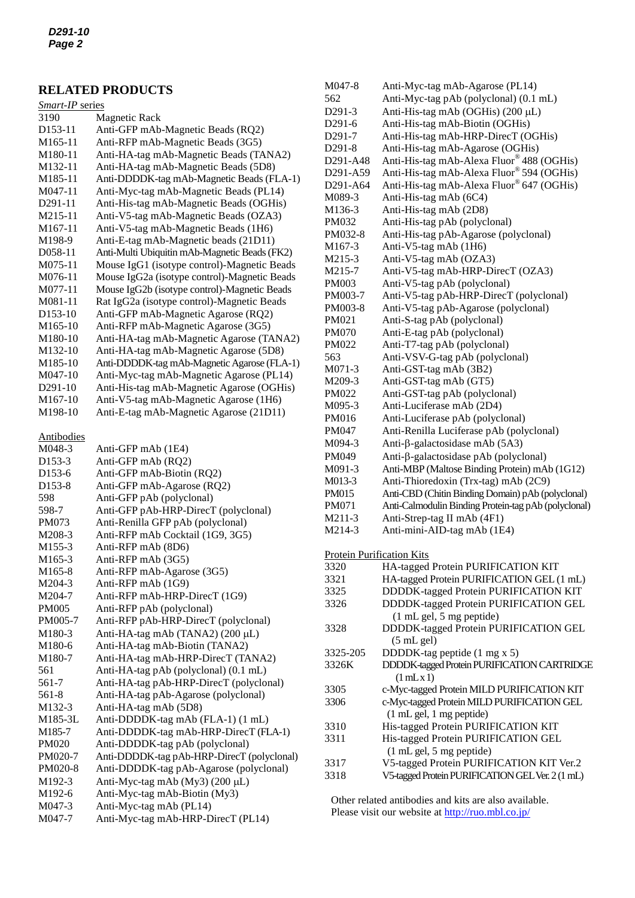## RELATED PRODUCTS

*Smart-IP* series

| | |
|---|---|
| 3190 | Magnetic Rack |
| D153-11 | Anti-GFP mAb-Magnetic Beads (RQ2) |
| M165-11 | Anti-RFP mAb-Magnetic Beads (3G5) |
| M180-11 | Anti-HA-tag mAb-Magnetic Beads (TANA2) |
| M132-11 | Anti-HA-tag mAb-Magnetic Beads (5D8) |
| M185-11 | Anti-DDDDK-tag mAb-Magnetic Beads (FLA-1) |
| M047-11 | Anti-Myc-tag mAb-Magnetic Beads (PL14) |
| D291-11 | Anti-His-tag mAb-Magnetic Beads (OGHis) |
| M215-11 | Anti-V5-tag mAb-Magnetic Beads (OZA3) |
| M167-11 | Anti-V5-tag mAb-Magnetic Beads (1H6) |
| M198-9 | Anti-E-tag mAb-Magnetic beads (21D11) |
| D058-11 | Anti-Multi Ubiquitin mAb-Magnetic Beads (FK2) |
| M075-11 | Mouse IgG1 (isotype control)-Magnetic Beads |
| M076-11 | Mouse IgG2a (isotype control)-Magnetic Beads |
| M077-11 | Mouse IgG2b (isotype control)-Magnetic Beads |
| M081-11 | Rat IgG2a (isotype control)-Magnetic Beads |
| D153-10 | Anti-GFP mAb-Magnetic Agarose (RQ2) |
| M165-10 | Anti-RFP mAb-Magnetic Agarose (3G5) |
| M180-10 | Anti-HA-tag mAb-Magnetic Agarose (TANA2) |
| M132-10 | Anti-HA-tag mAb-Magnetic Agarose (5D8) |
| M185-10 | Anti-DDDDK-tag mAb-Magnetic Agarose (FLA-1) |
| M047-10 | Anti-Myc-tag mAb-Magnetic Agarose (PL14) |
| D291-10 | Anti-His-tag mAb-Magnetic Agarose (OGHis) |
| M167-10 | Anti-V5-tag mAb-Magnetic Agarose (1H6) |
| M198-10 | Anti-E-tag mAb-Magnetic Agarose (21D11) |

Antibodies

| | |
|---|---|
| M048-3 | Anti-GFP mAb (1E4) |
| D153-3 | Anti-GFP mAb (RQ2) |
| D153-6 | Anti-GFP mAb-Biotin (RQ2) |
| D153-8 | Anti-GFP mAb-Agarose (RQ2) |
| 598 | Anti-GFP pAb (polyclonal) |
| 598-7 | Anti-GFP pAb-HRP-DirecT (polyclonal) |
| PM073 | Anti-Renilla GFP pAb (polyclonal) |
| M208-3 | Anti-RFP mAb Cocktail (1G9, 3G5) |
| M155-3 | Anti-RFP mAb (8D6) |
| M165-3 | Anti-RFP mAb (3G5) |
| M165-8 | Anti-RFP mAb-Agarose (3G5) |
| M204-3 | Anti-RFP mAb (1G9) |
| M204-7 | Anti-RFP mAb-HRP-DirecT (1G9) |
| PM005 | Anti-RFP pAb (polyclonal) |
| PM005-7 | Anti-RFP pAb-HRP-DirecT (polyclonal) |
| M180-3 | Anti-HA-tag mAb (TANA2) (200 μL) |
| M180-6 | Anti-HA-tag mAb-Biotin (TANA2) |
| M180-7 | Anti-HA-tag mAb-HRP-DirecT (TANA2) |
| 561 | Anti-HA-tag pAb (polyclonal) (0.1 mL) |
| 561-7 | Anti-HA-tag pAb-HRP-DirecT (polyclonal) |
| 561-8 | Anti-HA-tag pAb-Agarose (polyclonal) |
| M132-3 | Anti-HA-tag mAb (5D8) |
| M185-3L | Anti-DDDDK-tag mAb (FLA-1) (1 mL) |
| M185-7 | Anti-DDDDK-tag mAb-HRP-DirecT (FLA-1) |
| PM020 | Anti-DDDDK-tag pAb (polyclonal) |
| PM020-7 | Anti-DDDDK-tag pAb-HRP-DirecT (polyclonal) |
| PM020-8 | Anti-DDDDK-tag pAb-Agarose (polyclonal) |
| M192-3 | Anti-Myc-tag mAb (My3) (200 μL) |
| M192-6 | Anti-Myc-tag mAb-Biotin (My3) |
| M047-3 | Anti-Myc-tag mAb (PL14) |
| M047-7 | Anti-Myc-tag mAb-HRP-DirecT (PL14) |
| M047-8 | Anti-Myc-tag mAb-Agarose (PL14) |
| 562 | Anti-Myc-tag pAb (polyclonal) (0.1 mL) |
| D291-3 | Anti-His-tag mAb (OGHis) (200 μL) |
| D291-6 | Anti-His-tag mAb-Biotin (OGHis) |
| D291-7 | Anti-His-tag mAb-HRP-DirecT (OGHis) |
| D291-8 | Anti-His-tag mAb-Agarose (OGHis) |
| D291-A48 | Anti-His-tag mAb-Alexa Fluor® 488 (OGHis) |
| D291-A59 | Anti-His-tag mAb-Alexa Fluor® 594 (OGHis) |
| D291-A64 | Anti-His-tag mAb-Alexa Fluor® 647 (OGHis) |
| M089-3 | Anti-His-tag mAb (6C4) |
| M136-3 | Anti-His-tag mAb (2D8) |
| PM032 | Anti-His-tag pAb (polyclonal) |
| PM032-8 | Anti-His-tag pAb-Agarose (polyclonal) |
| M167-3 | Anti-V5-tag mAb (1H6) |
| M215-3 | Anti-V5-tag mAb (OZA3) |
| M215-7 | Anti-V5-tag mAb-HRP-DirecT (OZA3) |
| PM003 | Anti-V5-tag pAb (polyclonal) |
| PM003-7 | Anti-V5-tag pAb-HRP-DirecT (polyclonal) |
| PM003-8 | Anti-V5-tag pAb-Agarose (polyclonal) |
| PM021 | Anti-S-tag pAb (polyclonal) |
| PM070 | Anti-E-tag pAb (polyclonal) |
| PM022 | Anti-T7-tag pAb (polyclonal) |
| 563 | Anti-VSV-G-tag pAb (polyclonal) |
| M071-3 | Anti-GST-tag mAb (3B2) |
| M209-3 | Anti-GST-tag mAb (GT5) |
| PM022 | Anti-GST-tag pAb (polyclonal) |
| M095-3 | Anti-Luciferase mAb (2D4) |
| PM016 | Anti-Luciferase pAb (polyclonal) |
| PM047 | Anti-Renilla Luciferase pAb (polyclonal) |
| M094-3 | Anti-β-galactosidase mAb (5A3) |
| PM049 | Anti-β-galactosidase pAb (polyclonal) |
| M091-3 | Anti-MBP (Maltose Binding Protein) mAb (1G12) |
| M013-3 | Anti-Thioredoxin (Trx-tag) mAb (2C9) |
| PM015 | Anti-CBD (Chitin Binding Domain) pAb (polyclonal) |
| PM071 | Anti-Calmodulin Binding Protein-tag pAb (polyclonal) |
| M211-3 | Anti-Strep-tag II mAb (4F1) |
| M214-3 | Anti-mini-AID-tag mAb (1E4) |

Protein Purification Kits

| | |
|---|---|
| 3320 | HA-tagged Protein PURIFICATION KIT |
| 3321 | HA-tagged Protein PURIFICATION GEL (1 mL) |
| 3325 | DDDDK-tagged Protein PURIFICATION KIT |
| 3326 | DDDDK-tagged Protein PURIFICATION GEL (1 mL gel, 5 mg peptide) |
| 3328 | DDDDK-tagged Protein PURIFICATION GEL (5 mL gel) |
| 3325-205 | DDDDK-tag peptide (1 mg x 5) |
| 3326K | DDDDK-tagged Protein PURIFICATION CARTRIDGE (1 mL x 1) |
| 3305 | c-Myc-tagged Protein MILD PURIFICATION KIT |
| 3306 | c-Myc-tagged Protein MILD PURIFICATION GEL (1 mL gel, 1 mg peptide) |
| 3310 | His-tagged Protein PURIFICATION KIT |
| 3311 | His-tagged Protein PURIFICATION GEL (1 mL gel, 5 mg peptide) |
| 3317 | V5-tagged Protein PURIFICATION KIT Ver.2 |
| 3318 | V5-tagged Protein PURIFICATION GEL Ver. 2 (1 mL) |

Other related antibodies and kits are also available.
Please visit our website at http://ruo.mbl.co.jp/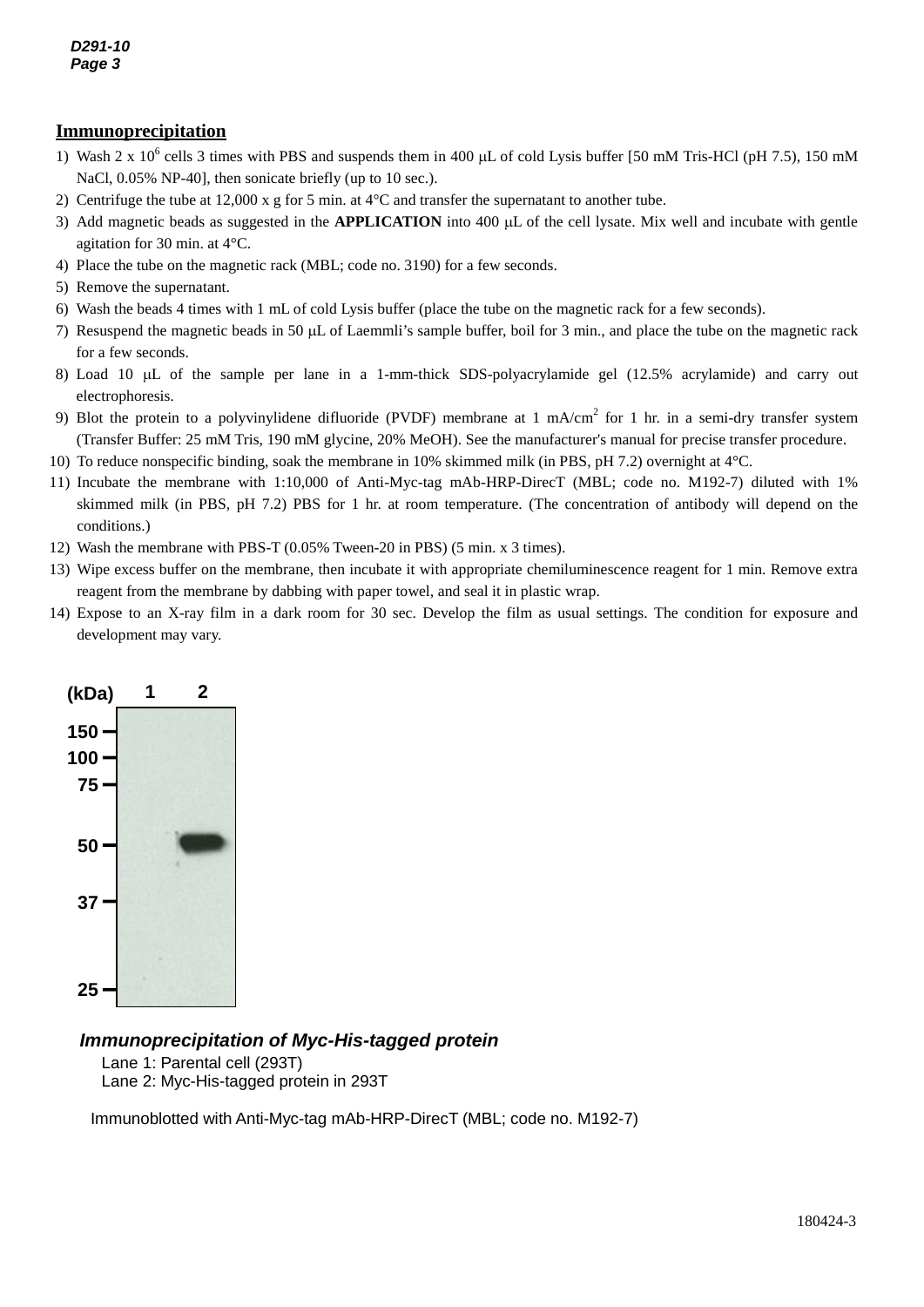## Immunoprecipitation

1) Wash 2 x $10^6$ cells 3 times with PBS and suspends them in 400 μL of cold Lysis buffer [50 mM Tris-HCl (pH 7.5), 150 mM NaCl, 0.05% NP-40], then sonicate briefly (up to 10 sec.).
2) Centrifuge the tube at 12,000 x g for 5 min. at 4°C and transfer the supernatant to another tube.
3) Add magnetic beads as suggested in the **APPLICATION** into 400 μL of the cell lysate. Mix well and incubate with gentle agitation for 30 min. at 4°C.
4) Place the tube on the magnetic rack (MBL; code no. 3190) for a few seconds.
5) Remove the supernatant.
6) Wash the beads 4 times with 1 mL of cold Lysis buffer (place the tube on the magnetic rack for a few seconds).
7) Resuspend the magnetic beads in 50 μL of Laemmli's sample buffer, boil for 3 min., and place the tube on the magnetic rack for a few seconds.
8) Load 10 μL of the sample per lane in a 1-mm-thick SDS-polyacrylamide gel (12.5% acrylamide) and carry out electrophoresis.
9) Blot the protein to a polyvinylidene difluoride (PVDF) membrane at 1 mA/$cm^2$ for 1 hr. in a semi-dry transfer system (Transfer Buffer: 25 mM Tris, 190 mM glycine, 20% MeOH). See the manufacturer's manual for precise transfer procedure.
10) To reduce nonspecific binding, soak the membrane in 10% skimmed milk (in PBS, pH 7.2) overnight at 4°C.
11) Incubate the membrane with 1:10,000 of Anti-Myc-tag mAb-HRP-DirecT (MBL; code no. M192-7) diluted with 1% skimmed milk (in PBS, pH 7.2) PBS for 1 hr. at room temperature. (The concentration of antibody will depend on the conditions.)
12) Wash the membrane with PBS-T (0.05% Tween-20 in PBS) (5 min. x 3 times).
13) Wipe excess buffer on the membrane, then incubate it with appropriate chemiluminescence reagent for 1 min. Remove extra reagent from the membrane by dabbing with paper towel, and seal it in plastic wrap.
14) Expose to an X-ray film in a dark room for 30 sec. Develop the film as usual settings. The condition for exposure and development may vary.

(kDa) 1 2
150
100
75
50
37
25

***Immunoprecipitation of Myc-His-tagged protein***

Lane 1: Parental cell (293T)
Lane 2: Myc-His-tagged protein in 293T

Immunoblotted with Anti-Myc-tag mAb-HRP-DirecT (MBL; code no. M192-7)